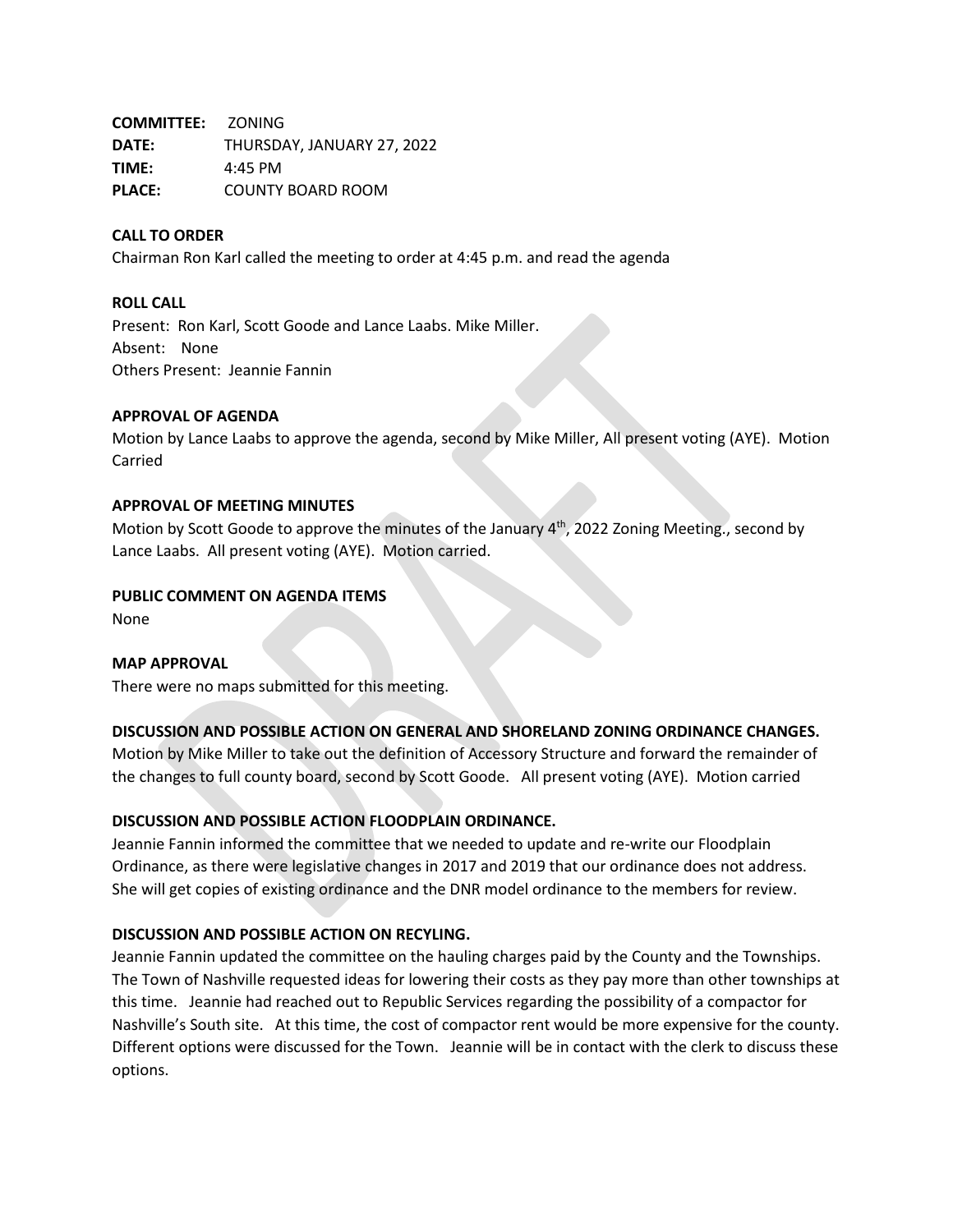**COMMITTEE:** ZONING
**DATE:** THURSDAY, JANUARY 27, 2022
**TIME:** 4:45 PM
**PLACE:** COUNTY BOARD ROOM

**CALL TO ORDER**

Chairman Ron Karl called the meeting to order at 4:45 p.m. and read the agenda

**ROLL CALL**

Present: Ron Karl, Scott Goode and Lance Laabs. Mike Miller.
Absent: None
Others Present: Jeannie Fannin

**APPROVAL OF AGENDA**

Motion by Lance Laabs to approve the agenda, second by Mike Miller, All present voting (AYE). Motion Carried

**APPROVAL OF MEETING MINUTES**

Motion by Scott Goode to approve the minutes of the January 4th, 2022 Zoning Meeting., second by Lance Laabs. All present voting (AYE). Motion carried.

**PUBLIC COMMENT ON AGENDA ITEMS**

None

**MAP APPROVAL**

There were no maps submitted for this meeting.

**DISCUSSION AND POSSIBLE ACTION ON GENERAL AND SHORELAND ZONING ORDINANCE CHANGES.**

Motion by Mike Miller to take out the definition of Accessory Structure and forward the remainder of the changes to full county board, second by Scott Goode. All present voting (AYE). Motion carried

**DISCUSSION AND POSSIBLE ACTION FLOODPLAIN ORDINANCE.**

Jeannie Fannin informed the committee that we needed to update and re-write our Floodplain Ordinance, as there were legislative changes in 2017 and 2019 that our ordinance does not address. She will get copies of existing ordinance and the DNR model ordinance to the members for review.

**DISCUSSION AND POSSIBLE ACTION ON RECYLING.**

Jeannie Fannin updated the committee on the hauling charges paid by the County and the Townships. The Town of Nashville requested ideas for lowering their costs as they pay more than other townships at this time. Jeannie had reached out to Republic Services regarding the possibility of a compactor for Nashville's South site. At this time, the cost of compactor rent would be more expensive for the county. Different options were discussed for the Town. Jeannie will be in contact with the clerk to discuss these options.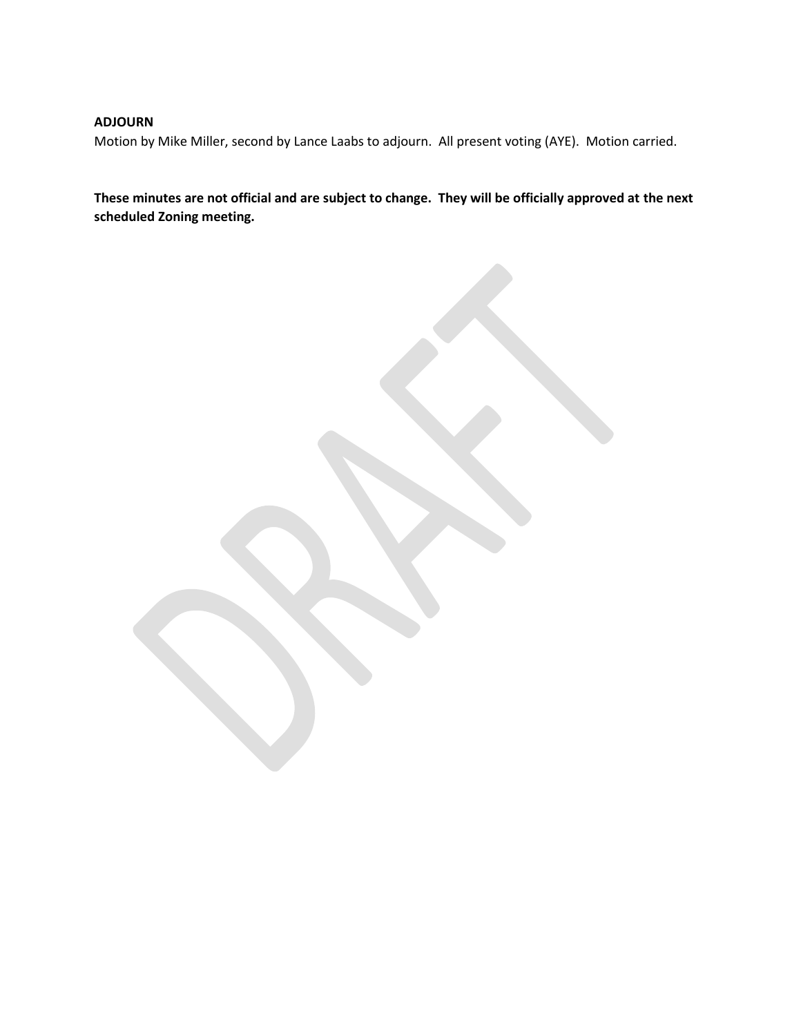**ADJOURN**

Motion by Mike Miller, second by Lance Laabs to adjourn. All present voting (AYE). Motion carried.

**These minutes are not official and are subject to change. They will be officially approved at the next scheduled Zoning meeting.**